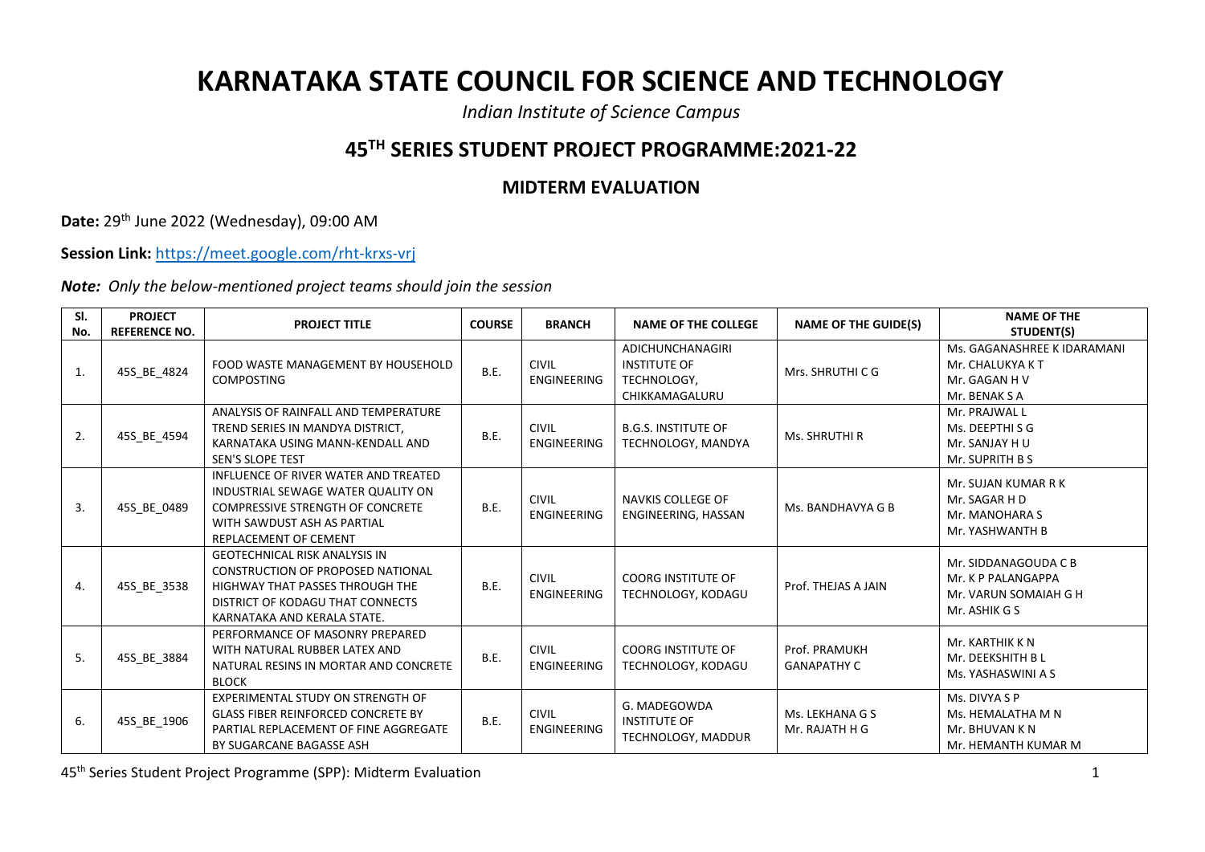# KARNATAKA STATE COUNCIL FOR SCIENCE AND TECHNOLOGY

*Indian Institute of Science Campus*

## 45TH SERIES STUDENT PROJECT PROGRAMME:2021-22

### MIDTERM EVALUATION

**Date:** 29th June 2022 (Wednesday), 09:00 AM

**Session Link:** https://meet.google.com/rht-krxs-vrj

***Note:*** *Only the below-mentioned project teams should join the session*

| Sl. No. | PROJECT REFERENCE NO. | PROJECT TITLE | COURSE | BRANCH | NAME OF THE COLLEGE | NAME OF THE GUIDE(S) | NAME OF THE STUDENT(S) |
|---|---|---|---|---|---|---|---|
| 1. | 45S_BE_4824 | FOOD WASTE MANAGEMENT BY HOUSEHOLD COMPOSTING | B.E. | CIVIL ENGINEERING | ADICHUNCHANAGIRI INSTITUTE OF TECHNOLOGY, CHIKKAMAGALURU | Mrs. SHRUTHI C G | Ms. GAGANASHREE K IDARAMANI<br>Mr. CHALUKYA K T<br>Mr. GAGAN H V<br>Mr. BENAK S A |
| 2. | 45S_BE_4594 | ANALYSIS OF RAINFALL AND TEMPERATURE TREND SERIES IN MANDYA DISTRICT, KARNATAKA USING MANN-KENDALL AND SEN'S SLOPE TEST | B.E. | CIVIL ENGINEERING | B.G.S. INSTITUTE OF TECHNOLOGY, MANDYA | Ms. SHRUTHI R | Mr. PRAJWAL L<br>Ms. DEEPTHI S G<br>Mr. SANJAY H U<br>Mr. SUPRITH B S |
| 3. | 45S_BE_0489 | INFLUENCE OF RIVER WATER AND TREATED INDUSTRIAL SEWAGE WATER QUALITY ON COMPRESSIVE STRENGTH OF CONCRETE WITH SAWDUST ASH AS PARTIAL REPLACEMENT OF CEMENT | B.E. | CIVIL ENGINEERING | NAVKIS COLLEGE OF ENGINEERING, HASSAN | Ms. BANDHAVYA G B | Mr. SUJAN KUMAR R K<br>Mr. SAGAR H D<br>Mr. MANOHARA S<br>Mr. YASHWANTH B |
| 4. | 45S_BE_3538 | GEOTECHNICAL RISK ANALYSIS IN CONSTRUCTION OF PROPOSED NATIONAL HIGHWAY THAT PASSES THROUGH THE DISTRICT OF KODAGU THAT CONNECTS KARNATAKA AND KERALA STATE. | B.E. | CIVIL ENGINEERING | COORG INSTITUTE OF TECHNOLOGY, KODAGU | Prof. THEJAS A JAIN | Mr. SIDDANAGOUDA C B<br>Mr. K P PALANGAPPA<br>Mr. VARUN SOMAIAH G H<br>Mr. ASHIK G S |
| 5. | 45S_BE_3884 | PERFORMANCE OF MASONRY PREPARED WITH NATURAL RUBBER LATEX AND NATURAL RESINS IN MORTAR AND CONCRETE BLOCK | B.E. | CIVIL ENGINEERING | COORG INSTITUTE OF TECHNOLOGY, KODAGU | Prof. PRAMUKH GANAPATHY C | Mr. KARTHIK K N<br>Mr. DEEKSHITH B L<br>Ms. YASHASWINI A S |
| 6. | 45S_BE_1906 | EXPERIMENTAL STUDY ON STRENGTH OF GLASS FIBER REINFORCED CONCRETE BY PARTIAL REPLACEMENT OF FINE AGGREGATE BY SUGARCANE BAGASSE ASH | B.E. | CIVIL ENGINEERING | G. MADEGOWDA INSTITUTE OF TECHNOLOGY, MADDUR | Ms. LEKHANA G S<br>Mr. RAJATH H G | Ms. DIVYA S P<br>Ms. HEMALATHA M N<br>Mr. BHUVAN K N<br>Mr. HEMANTH KUMAR M |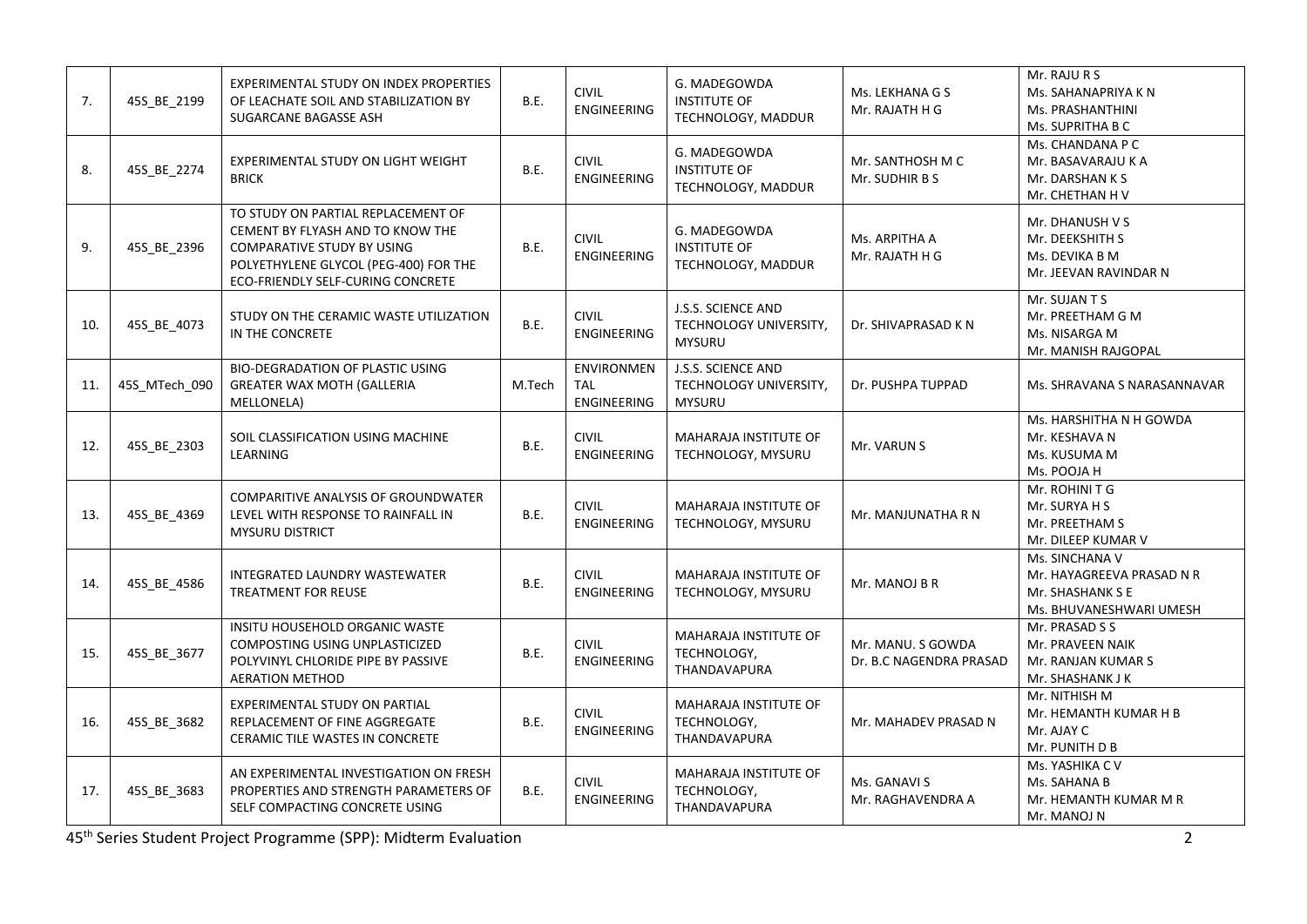| 7. | 45S_BE_2199 | EXPERIMENTAL STUDY ON INDEX PROPERTIES OF LEACHATE SOIL AND STABILIZATION BY SUGARCANE BAGASSE ASH | B.E. | CIVIL ENGINEERING | G. MADEGOWDA INSTITUTE OF TECHNOLOGY, MADDUR | Ms. LEKHANA G S<br>Mr. RAJATH H G | Mr. RAJU R S<br>Ms. SAHANAPRIYA K N<br>Ms. PRASHANTHINI<br>Ms. SUPRITHA B C |
|---|---|---|---|---|---|---|---|
| 8. | 45S_BE_2274 | EXPERIMENTAL STUDY ON LIGHT WEIGHT BRICK | B.E. | CIVIL ENGINEERING | G. MADEGOWDA INSTITUTE OF TECHNOLOGY, MADDUR | Mr. SANTHOSH M C<br>Mr. SUDHIR B S | Ms. CHANDANA P C<br>Mr. BASAVARAJU K A<br>Mr. DARSHAN K S<br>Mr. CHETHAN H V |
| 9. | 45S_BE_2396 | TO STUDY ON PARTIAL REPLACEMENT OF CEMENT BY FLYASH AND TO KNOW THE COMPARATIVE STUDY BY USING POLYETHYLENE GLYCOL (PEG-400) FOR THE ECO-FRIENDLY SELF-CURING CONCRETE | B.E. | CIVIL ENGINEERING | G. MADEGOWDA INSTITUTE OF TECHNOLOGY, MADDUR | Ms. ARPITHA A<br>Mr. RAJATH H G | Mr. DHANUSH V S<br>Mr. DEEKSHITH S<br>Ms. DEVIKA B M<br>Mr. JEEVAN RAVINDAR N |
| 10. | 45S_BE_4073 | STUDY ON THE CERAMIC WASTE UTILIZATION IN THE CONCRETE | B.E. | CIVIL ENGINEERING | J.S.S. SCIENCE AND TECHNOLOGY UNIVERSITY, MYSURU | Dr. SHIVAPRASAD K N | Mr. SUJAN T S<br>Mr. PREETHAM G M<br>Ms. NISARGA M<br>Mr. MANISH RAJGOPAL |
| 11. | 45S_MTech_090 | BIO-DEGRADATION OF PLASTIC USING GREATER WAX MOTH (GALLERIA MELLONELA) | M.Tech | ENVIRONMENTAL ENGINEERING | J.S.S. SCIENCE AND TECHNOLOGY UNIVERSITY, MYSURU | Dr. PUSHPA TUPPAD | Ms. SHRAVANA S NARASANNAVAR |
| 12. | 45S_BE_2303 | SOIL CLASSIFICATION USING MACHINE LEARNING | B.E. | CIVIL ENGINEERING | MAHARAJA INSTITUTE OF TECHNOLOGY, MYSURU | Mr. VARUN S | Ms. HARSHITHA N H GOWDA<br>Mr. KESHAVA N<br>Ms. KUSUMA M<br>Ms. POOJA H |
| 13. | 45S_BE_4369 | COMPARITIVE ANALYSIS OF GROUNDWATER LEVEL WITH RESPONSE TO RAINFALL IN MYSURU DISTRICT | B.E. | CIVIL ENGINEERING | MAHARAJA INSTITUTE OF TECHNOLOGY, MYSURU | Mr. MANJUNATHA R N | Mr. ROHINI T G<br>Mr. SURYA H S<br>Mr. PREETHAM S<br>Mr. DILEEP KUMAR V |
| 14. | 45S_BE_4586 | INTEGRATED LAUNDRY WASTEWATER TREATMENT FOR REUSE | B.E. | CIVIL ENGINEERING | MAHARAJA INSTITUTE OF TECHNOLOGY, MYSURU | Mr. MANOJ B R | Ms. SINCHANA V<br>Mr. HAYAGREEVA PRASAD N R<br>Mr. SHASHANK S E<br>Ms. BHUVANESHWARI UMESH |
| 15. | 45S_BE_3677 | INSITU HOUSEHOLD ORGANIC WASTE COMPOSTING USING UNPLASTICIZED POLYVINYL CHLORIDE PIPE BY PASSIVE AERATION METHOD | B.E. | CIVIL ENGINEERING | MAHARAJA INSTITUTE OF TECHNOLOGY, THANDAVAPURA | Mr. MANU. S GOWDA<br>Dr. B.C NAGENDRA PRASAD | Mr. PRASAD S S<br>Mr. PRAVEEN NAIK<br>Mr. RANJAN KUMAR S<br>Mr. SHASHANK J K |
| 16. | 45S_BE_3682 | EXPERIMENTAL STUDY ON PARTIAL REPLACEMENT OF FINE AGGREGATE CERAMIC TILE WASTES IN CONCRETE | B.E. | CIVIL ENGINEERING | MAHARAJA INSTITUTE OF TECHNOLOGY, THANDAVAPURA | Mr. MAHADEV PRASAD N | Mr. NITHISH M<br>Mr. HEMANTH KUMAR H B<br>Mr. AJAY C<br>Mr. PUNITH D B |
| 17. | 45S_BE_3683 | AN EXPERIMENTAL INVESTIGATION ON FRESH PROPERTIES AND STRENGTH PARAMETERS OF SELF COMPACTING CONCRETE USING | B.E. | CIVIL ENGINEERING | MAHARAJA INSTITUTE OF TECHNOLOGY, THANDAVAPURA | Ms. GANAVI S<br>Mr. RAGHAVENDRA A | Ms. YASHIKA C V<br>Ms. SAHANA B<br>Mr. HEMANTH KUMAR M R<br>Mr. MANOJ N |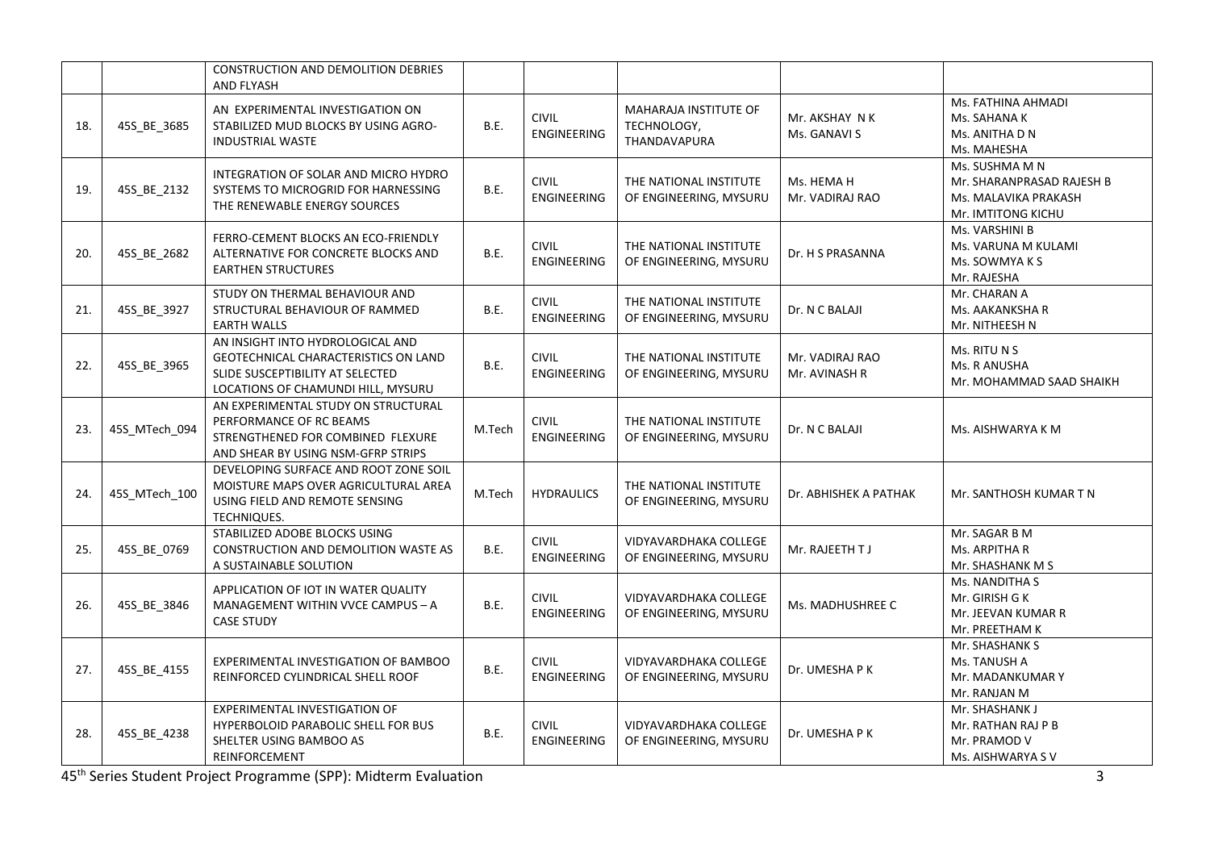|  |  | CONSTRUCTION AND DEMOLITION DEBRIES AND FLYASH |  |  |  |  |  |
|---|---|---|---|---|---|---|---|
| 18. | 45S_BE_3685 | AN EXPERIMENTAL INVESTIGATION ON STABILIZED MUD BLOCKS BY USING AGRO-INDUSTRIAL WASTE | B.E. | CIVIL ENGINEERING | MAHARAJA INSTITUTE OF TECHNOLOGY, THANDAVAPURA | Mr. AKSHAY N K<br>Ms. GANAVI S | Ms. FATHINA AHMADI<br>Ms. SAHANA K<br>Ms. ANITHA D N<br>Ms. MAHESHA |
| 19. | 45S_BE_2132 | INTEGRATION OF SOLAR AND MICRO HYDRO SYSTEMS TO MICROGRID FOR HARNESSING THE RENEWABLE ENERGY SOURCES | B.E. | CIVIL ENGINEERING | THE NATIONAL INSTITUTE OF ENGINEERING, MYSURU | Ms. HEMA H<br>Mr. VADIRAJ RAO | Ms. SUSHMA M N<br>Mr. SHARANPRASAD RAJESH B<br>Ms. MALAVIKA PRAKASH<br>Mr. IMTITONG KICHU |
| 20. | 45S_BE_2682 | FERRO-CEMENT BLOCKS AN ECO-FRIENDLY ALTERNATIVE FOR CONCRETE BLOCKS AND EARTHEN STRUCTURES | B.E. | CIVIL ENGINEERING | THE NATIONAL INSTITUTE OF ENGINEERING, MYSURU | Dr. H S PRASANNA | Ms. VARSHINI B<br>Ms. VARUNA M KULAMI<br>Ms. SOWMYA K S<br>Mr. RAJESHA |
| 21. | 45S_BE_3927 | STUDY ON THERMAL BEHAVIOUR AND STRUCTURAL BEHAVIOUR OF RAMMED EARTH WALLS | B.E. | CIVIL ENGINEERING | THE NATIONAL INSTITUTE OF ENGINEERING, MYSURU | Dr. N C BALAJI | Mr. CHARAN A<br>Ms. AAKANKSHA R<br>Mr. NITHEESH N |
| 22. | 45S_BE_3965 | AN INSIGHT INTO HYDROLOGICAL AND GEOTECHNICAL CHARACTERISTICS ON LAND SLIDE SUSCEPTIBILITY AT SELECTED LOCATIONS OF CHAMUNDI HILL, MYSURU | B.E. | CIVIL ENGINEERING | THE NATIONAL INSTITUTE OF ENGINEERING, MYSURU | Mr. VADIRAJ RAO<br>Mr. AVINASH R | Ms. RITU N S<br>Ms. R ANUSHA<br>Mr. MOHAMMAD SAAD SHAIKH |
| 23. | 45S_MTech_094 | AN EXPERIMENTAL STUDY ON STRUCTURAL PERFORMANCE OF RC BEAMS STRENGTHENED FOR COMBINED FLEXURE AND SHEAR BY USING NSM-GFRP STRIPS | M.Tech | CIVIL ENGINEERING | THE NATIONAL INSTITUTE OF ENGINEERING, MYSURU | Dr. N C BALAJI | Ms. AISHWARYA K M |
| 24. | 45S_MTech_100 | DEVELOPING SURFACE AND ROOT ZONE SOIL MOISTURE MAPS OVER AGRICULTURAL AREA USING FIELD AND REMOTE SENSING TECHNIQUES. | M.Tech | HYDRAULICS | THE NATIONAL INSTITUTE OF ENGINEERING, MYSURU | Dr. ABHISHEK A PATHAK | Mr. SANTHOSH KUMAR T N |
| 25. | 45S_BE_0769 | STABILIZED ADOBE BLOCKS USING CONSTRUCTION AND DEMOLITION WASTE AS A SUSTAINABLE SOLUTION | B.E. | CIVIL ENGINEERING | VIDYAVARDHAKA COLLEGE OF ENGINEERING, MYSURU | Mr. RAJEETH T J | Mr. SAGAR B M<br>Ms. ARPITHA R<br>Mr. SHASHANK M S |
| 26. | 45S_BE_3846 | APPLICATION OF IOT IN WATER QUALITY MANAGEMENT WITHIN VVCE CAMPUS – A CASE STUDY | B.E. | CIVIL ENGINEERING | VIDYAVARDHAKA COLLEGE OF ENGINEERING, MYSURU | Ms. MADHUSHREE C | Ms. NANDITHA S<br>Mr. GIRISH G K<br>Mr. JEEVAN KUMAR R<br>Mr. PREETHAM K |
| 27. | 45S_BE_4155 | EXPERIMENTAL INVESTIGATION OF BAMBOO REINFORCED CYLINDRICAL SHELL ROOF | B.E. | CIVIL ENGINEERING | VIDYAVARDHAKA COLLEGE OF ENGINEERING, MYSURU | Dr. UMESHA P K | Mr. SHASHANK S<br>Ms. TANUSH A<br>Mr. MADANKUMAR Y<br>Mr. RANJAN M |
| 28. | 45S_BE_4238 | EXPERIMENTAL INVESTIGATION OF HYPERBOLOID PARABOLIC SHELL FOR BUS SHELTER USING BAMBOO AS REINFORCEMENT | B.E. | CIVIL ENGINEERING | VIDYAVARDHAKA COLLEGE OF ENGINEERING, MYSURU | Dr. UMESHA P K | Mr. SHASHANK J<br>Mr. RATHAN RAJ P B<br>Mr. PRAMOD V<br>Ms. AISHWARYA S V |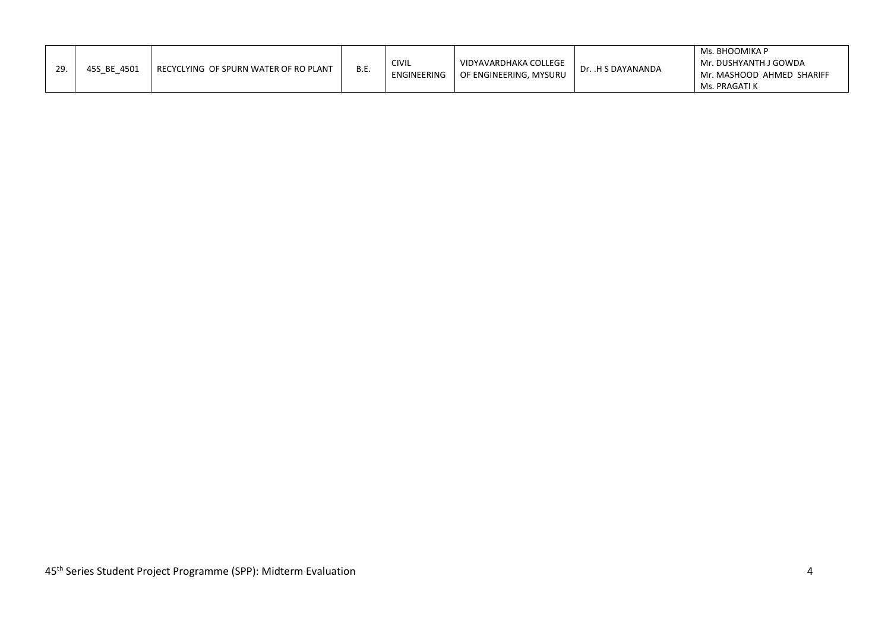| | | | | | | | |
|---|---|---|---|---|---|---|---|
| 29. | 45S_BE_4501 | RECYCLYING OF SPURN WATER OF RO PLANT | B.E. | CIVIL ENGINEERING | VIDYAVARDHAKA COLLEGE OF ENGINEERING, MYSURU | Dr. .H S DAYANANDA | Ms. BHOOMIKA P<br>Mr. DUSHYANTH J GOWDA<br>Mr. MASHOOD AHMED SHARIFF<br>Ms. PRAGATI K |